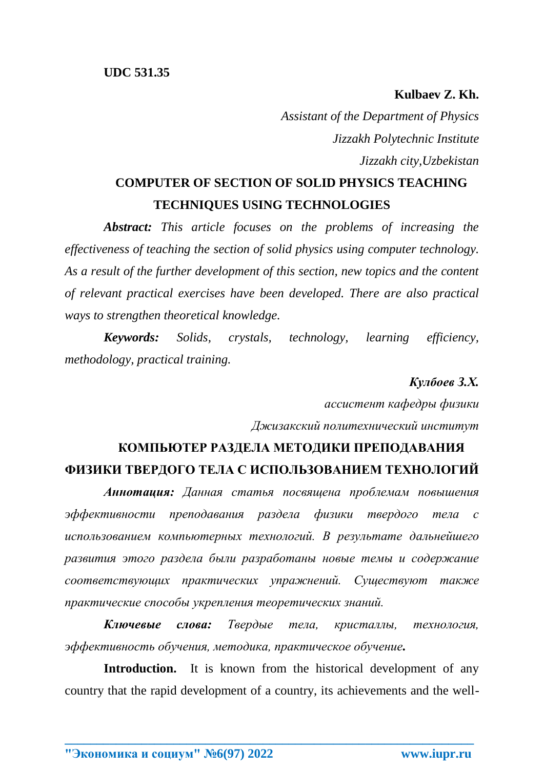**UDC 531.35**

**Kulbaev Z. Kh.**

*Assistant of the Department of Physics*

*Jizzakh Polytechnic Institute*

*Jizzakh city,Uzbekistan*

# COMPUTER OF SECTION OF SOLID PHYSICS TEACHING TECHNIQUES USING TECHNOLOGIES

***Abstract:*** *This article focuses on the problems of increasing the effectiveness of teaching the section of solid physics using computer technology. As a result of the further development of this section, new topics and the content of relevant practical exercises have been developed. There are also practical ways to strengthen theoretical knowledge.*

***Keywords:*** *Solids, crystals, technology, learning efficiency, methodology, practical training.*

***Кулбоев З.Х.***

*ассистент кафедры физики*

*Джизакский политехнический институт*

# КОМПЬЮТЕР РАЗДЕЛА МЕТОДИКИ ПРЕПОДАВАНИЯ ФИЗИКИ ТВЕРДОГО ТЕЛА С ИСПОЛЬЗОВАНИЕМ ТЕХНОЛОГИЙ

***Аннотация:*** *Данная статья посвящена проблемам повышения эффективности преподавания раздела физики твердого тела с использованием компьютерных технологий. В результате дальнейшего развития этого раздела были разработаны новые темы и содержание соответствующих практических упражнений. Существуют также практические способы укрепления теоретических знаний.*

***Ключевые слова:*** *Твердые тела, кристаллы, технология, эффективность обучения, методика, практическое обучение.*

**Introduction.** It is known from the historical development of any country that the rapid development of a country, its achievements and the well-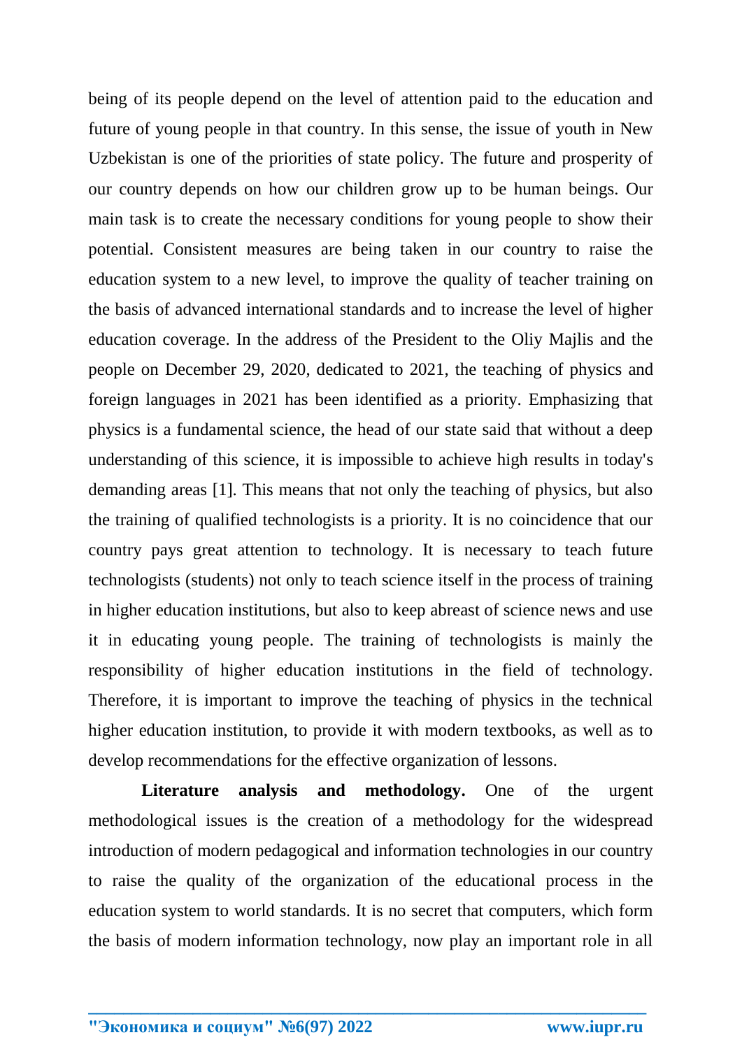being of its people depend on the level of attention paid to the education and future of young people in that country. In this sense, the issue of youth in New Uzbekistan is one of the priorities of state policy. The future and prosperity of our country depends on how our children grow up to be human beings. Our main task is to create the necessary conditions for young people to show their potential. Consistent measures are being taken in our country to raise the education system to a new level, to improve the quality of teacher training on the basis of advanced international standards and to increase the level of higher education coverage. In the address of the President to the Oliy Majlis and the people on December 29, 2020, dedicated to 2021, the teaching of physics and foreign languages in 2021 has been identified as a priority. Emphasizing that physics is a fundamental science, the head of our state said that without a deep understanding of this science, it is impossible to achieve high results in today's demanding areas [1]. This means that not only the teaching of physics, but also the training of qualified technologists is a priority. It is no coincidence that our country pays great attention to technology. It is necessary to teach future technologists (students) not only to teach science itself in the process of training in higher education institutions, but also to keep abreast of science news and use it in educating young people. The training of technologists is mainly the responsibility of higher education institutions in the field of technology. Therefore, it is important to improve the teaching of physics in the technical higher education institution, to provide it with modern textbooks, as well as to develop recommendations for the effective organization of lessons.

**Literature analysis and methodology.** One of the urgent methodological issues is the creation of a methodology for the widespread introduction of modern pedagogical and information technologies in our country to raise the quality of the organization of the educational process in the education system to world standards. It is no secret that computers, which form the basis of modern information technology, now play an important role in all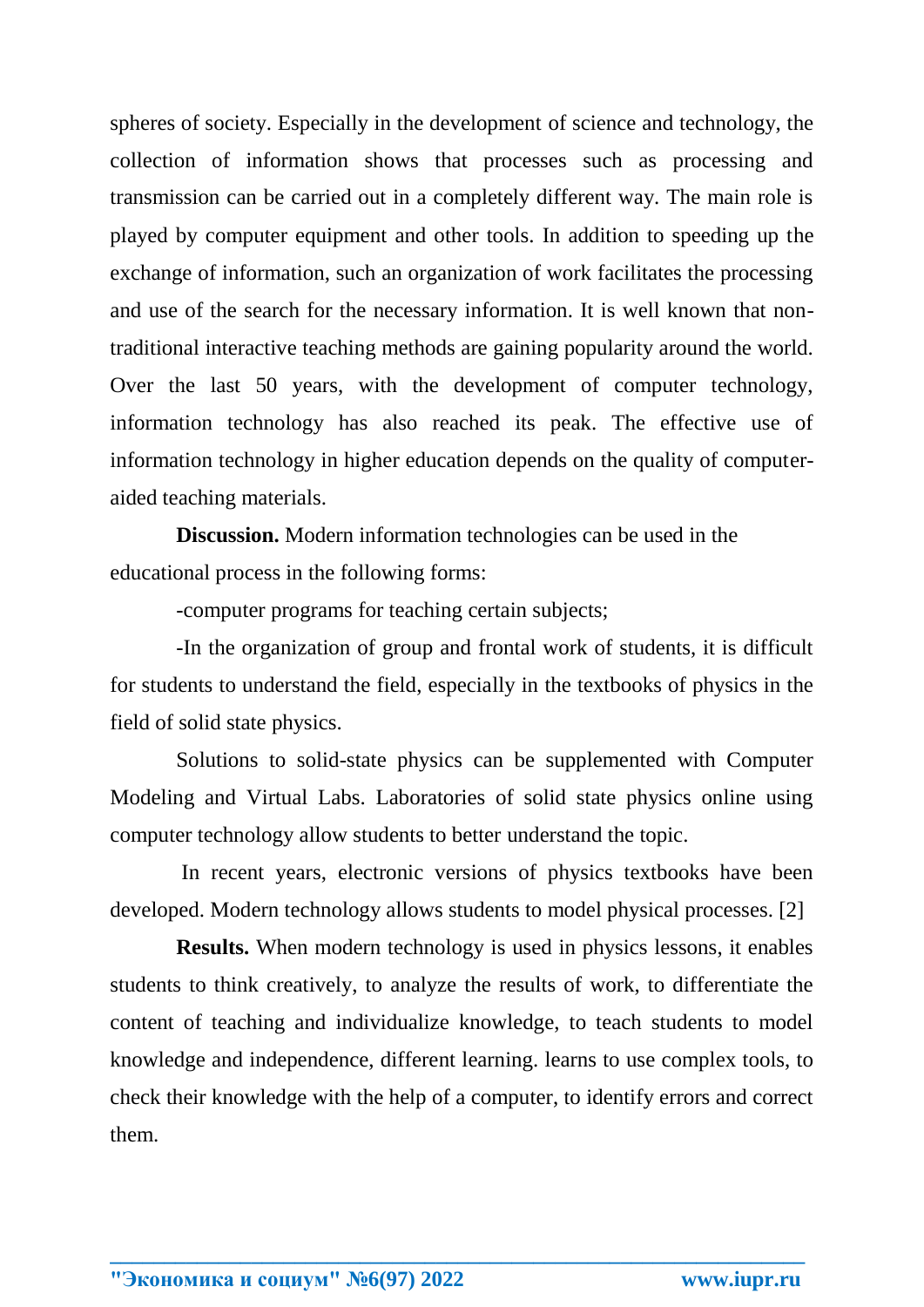spheres of society. Especially in the development of science and technology, the collection of information shows that processes such as processing and transmission can be carried out in a completely different way. The main role is played by computer equipment and other tools. In addition to speeding up the exchange of information, such an organization of work facilitates the processing and use of the search for the necessary information. It is well known that non-traditional interactive teaching methods are gaining popularity around the world. Over the last 50 years, with the development of computer technology, information technology has also reached its peak. The effective use of information technology in higher education depends on the quality of computer-aided teaching materials.

**Discussion.** Modern information technologies can be used in the educational process in the following forms:

-computer programs for teaching certain subjects;

-In the organization of group and frontal work of students, it is difficult for students to understand the field, especially in the textbooks of physics in the field of solid state physics.

Solutions to solid-state physics can be supplemented with Computer Modeling and Virtual Labs. Laboratories of solid state physics online using computer technology allow students to better understand the topic.

In recent years, electronic versions of physics textbooks have been developed. Modern technology allows students to model physical processes. [2]

**Results.** When modern technology is used in physics lessons, it enables students to think creatively, to analyze the results of work, to differentiate the content of teaching and individualize knowledge, to teach students to model knowledge and independence, different learning. learns to use complex tools, to check their knowledge with the help of a computer, to identify errors and correct them.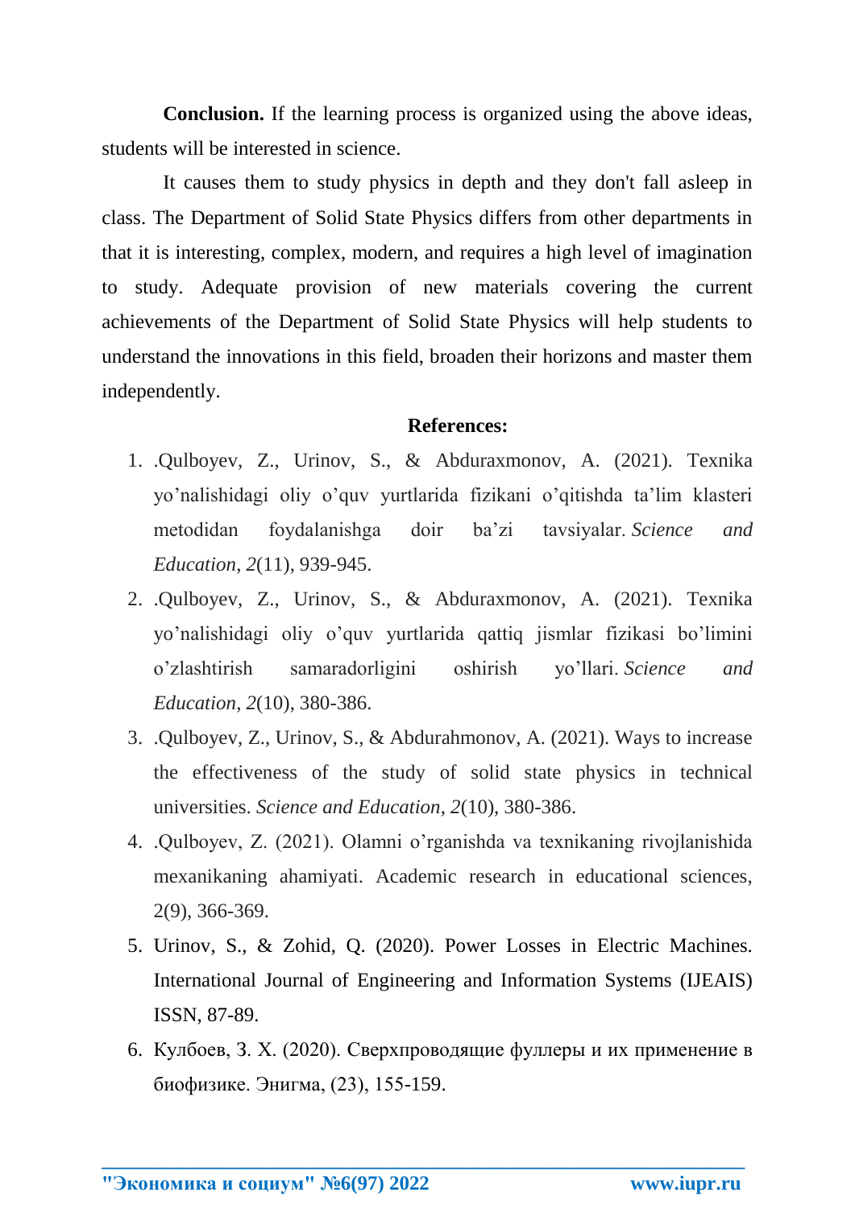**Conclusion.** If the learning process is organized using the above ideas, students will be interested in science.

It causes them to study physics in depth and they don't fall asleep in class. The Department of Solid State Physics differs from other departments in that it is interesting, complex, modern, and requires a high level of imagination to study. Adequate provision of new materials covering the current achievements of the Department of Solid State Physics will help students to understand the innovations in this field, broaden their horizons and master them independently.

**References:**

1. .Qulboyev, Z., Urinov, S., & Abduraxmonov, A. (2021). Texnika yo’nalishidagi oliy o’quv yurtlarida fizikani o’qitishda ta’lim klasteri metodidan foydalanishga doir ba’zi tavsiyalar. *Science and Education*, *2*(11), 939-945.
2. .Qulboyev, Z., Urinov, S., & Abduraxmonov, A. (2021). Texnika yo’nalishidagi oliy o’quv yurtlarida qattiq jismlar fizikasi bo’limini o’zlashtirish samaradorligini oshirish yo’llari. *Science and Education*, *2*(10), 380-386.
3. .Qulboyev, Z., Urinov, S., & Abdurahmonov, A. (2021). Ways to increase the effectiveness of the study of solid state physics in technical universities. *Science and Education*, *2*(10), 380-386.
4. .Qulboyev, Z. (2021). Olamni o’rganishda va texnikaning rivojlanishida mexanikaning ahamiyati. Academic research in educational sciences, 2(9), 366-369.
5. Urinov, S., & Zohid, Q. (2020). Power Losses in Electric Machines. International Journal of Engineering and Information Systems (IJEAIS) ISSN, 87-89.
6. Кулбоев, З. Х. (2020). Сверхпроводящие фуллеры и их применение в биофизике. Энигма, (23), 155-159.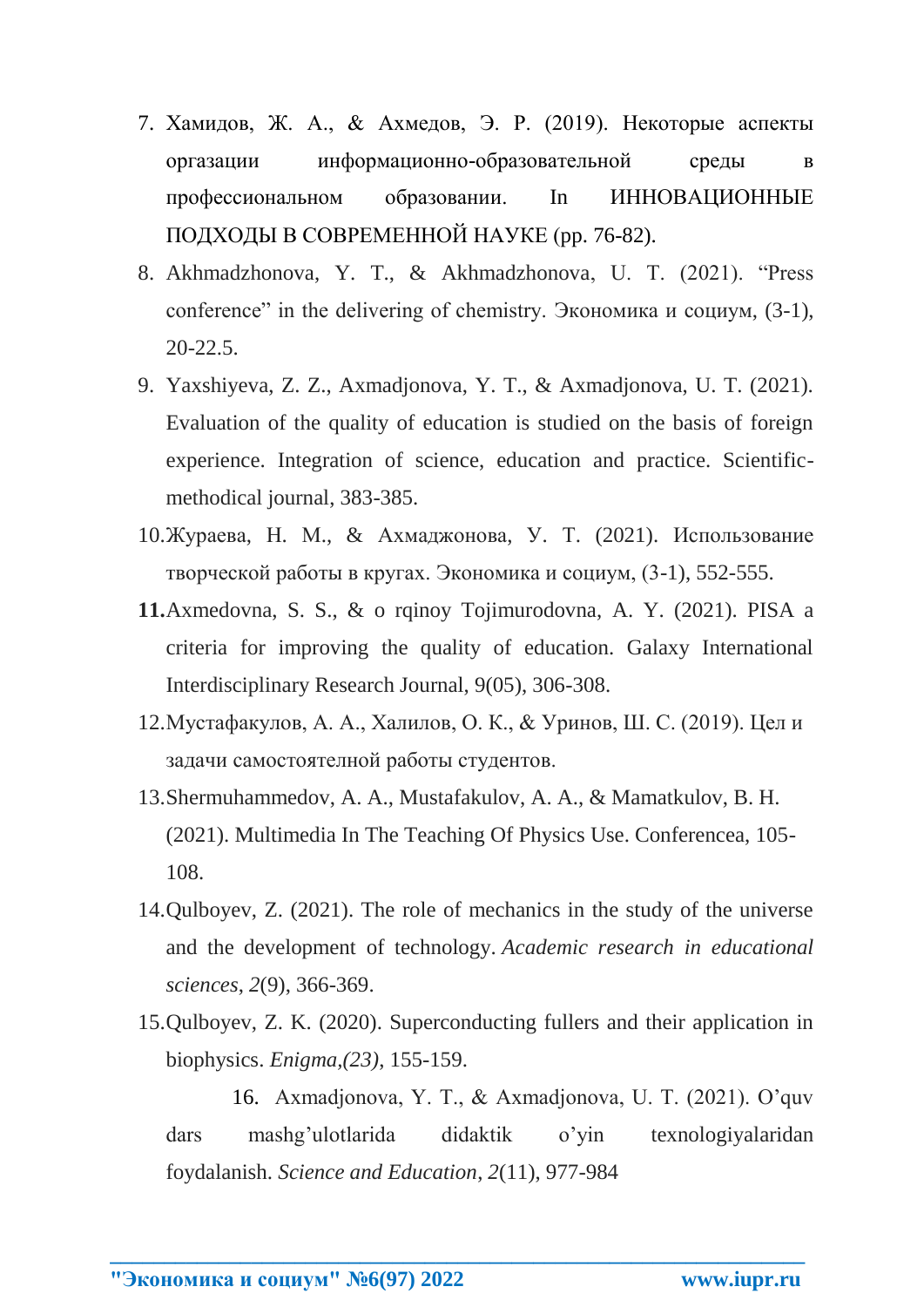7. Хамидов, Ж. А., & Ахмедов, Э. Р. (2019). Некоторые аспекты оргазации информационно-образовательной среды в профессиональном образовании. In ИННОВАЦИОННЫЕ ПОДХОДЫ В СОВРЕМЕННОЙ НАУКЕ (pp. 76-82).
8. Akhmadzhonova, Y. T., & Akhmadzhonova, U. T. (2021). “Press conference” in the delivering of chemistry. Экономика и социум, (3-1), 20-22.5.
9. Yaxshiyeva, Z. Z., Axmadjonova, Y. T., & Axmadjonova, U. T. (2021). Evaluation of the quality of education is studied on the basis of foreign experience. Integration of science, education and practice. Scientific-methodical journal, 383-385.
10. Жураева, Н. М., & Ахмаджонова, У. Т. (2021). Использование творческой работы в кругах. Экономика и социум, (3-1), 552-555.
11. Axmedovna, S. S., & o rqinoy Tojimurodovna, A. Y. (2021). PISA a criteria for improving the quality of education. Galaxy International Interdisciplinary Research Journal, 9(05), 306-308.
12. Мустафакулов, А. А., Халилов, О. К., & Уринов, Ш. С. (2019). Цел и задачи самостоятелной работы студентов.
13. Shermuhammedov, A. A., Mustafakulov, A. A., & Mamatkulov, B. H. (2021). Multimedia In The Teaching Of Physics Use. Conferencea, 105-108.
14. Qulboyev, Z. (2021). The role of mechanics in the study of the universe and the development of technology. *Academic research in educational sciences*, *2*(9), 366-369.
15. Qulboyev, Z. K. (2020). Superconducting fullers and their application in biophysics. *Enigma,(23)*, 155-159.
16. Axmadjonova, Y. T., & Axmadjonova, U. T. (2021). O’quv dars mashg’ulotlarida didaktik o’yin texnologiyalaridan foydalanish. *Science and Education*, *2*(11), 977-984